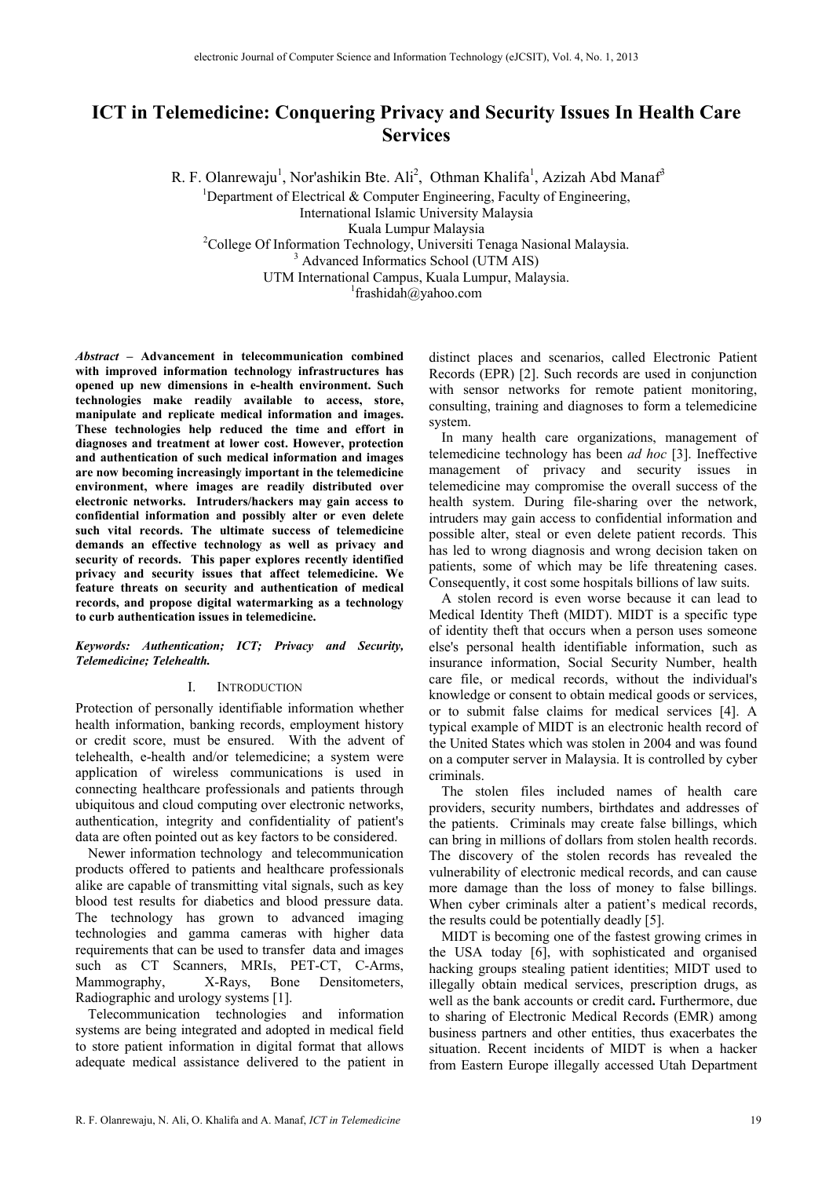# ICT in Telemedicine: Conquering Privacy and Security Issues In Health Care Services

R. F. Olanrewaju[1], Nor'ashikin Bte. Ali[2], Othman Khalifa[1], Azizah Abd Manaf[3]

[1]Department of Electrical & Computer Engineering, Faculty of Engineering,
International Islamic University Malaysia
Kuala Lumpur Malaysia

[2]College Of Information Technology, Universiti Tenaga Nasional Malaysia.

[3] Advanced Informatics School (UTM AIS)
UTM International Campus, Kuala Lumpur, Malaysia.

[1]frashidah@yahoo.com

***Abstract* – Advancement in telecommunication combined with improved information technology infrastructures has opened up new dimensions in e-health environment. Such technologies make readily available to access, store, manipulate and replicate medical information and images. These technologies help reduced the time and effort in diagnoses and treatment at lower cost. However, protection and authentication of such medical information and images are now becoming increasingly important in the telemedicine environment, where images are readily distributed over electronic networks. Intruders/hackers may gain access to confidential information and possibly alter or even delete such vital records. The ultimate success of telemedicine demands an effective technology as well as privacy and security of records. This paper explores recently identified privacy and security issues that affect telemedicine. We feature threats on security and authentication of medical records, and propose digital watermarking as a technology to curb authentication issues in telemedicine.**

***Keywords: Authentication; ICT; Privacy and Security, Telemedicine; Telehealth.***

## I. Introduction

Protection of personally identifiable information whether health information, banking records, employment history or credit score, must be ensured. With the advent of telehealth, e-health and/or telemedicine; a system were application of wireless communications is used in connecting healthcare professionals and patients through ubiquitous and cloud computing over electronic networks, authentication, integrity and confidentiality of patient's data are often pointed out as key factors to be considered.

Newer information technology and telecommunication products offered to patients and healthcare professionals alike are capable of transmitting vital signals, such as key blood test results for diabetics and blood pressure data. The technology has grown to advanced imaging technologies and gamma cameras with higher data requirements that can be used to transfer data and images such as CT Scanners, MRIs, PET-CT, C-Arms, Mammography, X-Rays, Bone Densitometers, Radiographic and urology systems [1].

Telecommunication technologies and information systems are being integrated and adopted in medical field to store patient information in digital format that allows adequate medical assistance delivered to the patient in distinct places and scenarios, called Electronic Patient Records (EPR) [2]. Such records are used in conjunction with sensor networks for remote patient monitoring, consulting, training and diagnoses to form a telemedicine system.

In many health care organizations, management of telemedicine technology has been *ad hoc* [3]. Ineffective management of privacy and security issues in telemedicine may compromise the overall success of the health system. During file-sharing over the network, intruders may gain access to confidential information and possible alter, steal or even delete patient records. This has led to wrong diagnosis and wrong decision taken on patients, some of which may be life threatening cases. Consequently, it cost some hospitals billions of law suits.

A stolen record is even worse because it can lead to Medical Identity Theft (MIDT). MIDT is a specific type of identity theft that occurs when a person uses someone else's personal health identifiable information, such as insurance information, Social Security Number, health care file, or medical records, without the individual's knowledge or consent to obtain medical goods or services, or to submit false claims for medical services [4]. A typical example of MIDT is an electronic health record of the United States which was stolen in 2004 and was found on a computer server in Malaysia. It is controlled by cyber criminals.

The stolen files included names of health care providers, security numbers, birthdates and addresses of the patients. Criminals may create false billings, which can bring in millions of dollars from stolen health records. The discovery of the stolen records has revealed the vulnerability of electronic medical records, and can cause more damage than the loss of money to false billings. When cyber criminals alter a patient's medical records, the results could be potentially deadly [5].

MIDT is becoming one of the fastest growing crimes in the USA today [6], with sophisticated and organised hacking groups stealing patient identities; MIDT used to illegally obtain medical services, prescription drugs, as well as the bank accounts or credit card**.** Furthermore, due to sharing of Electronic Medical Records (EMR) among business partners and other entities, thus exacerbates the situation. Recent incidents of MIDT is when a hacker from Eastern Europe illegally accessed Utah Department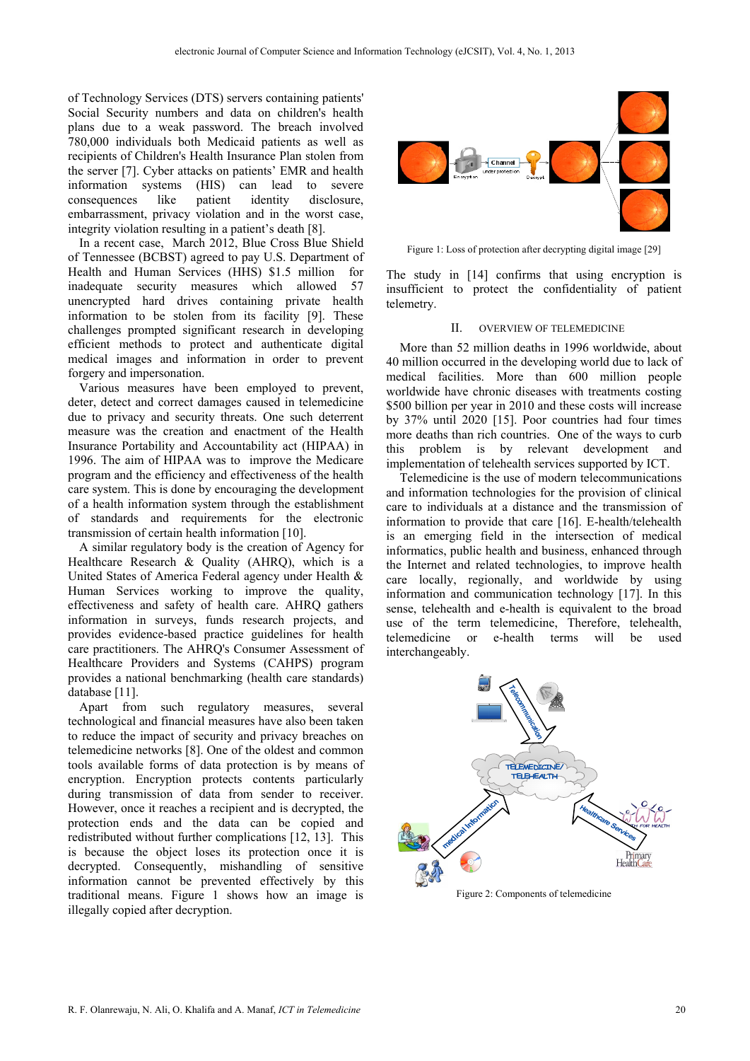of Technology Services (DTS) servers containing patients' Social Security numbers and data on children's health plans due to a weak password. The breach involved 780,000 individuals both Medicaid patients as well as recipients of Children's Health Insurance Plan stolen from the server [7]. Cyber attacks on patients' EMR and health information systems (HIS) can lead to severe consequences like patient identity disclosure, embarrassment, privacy violation and in the worst case, integrity violation resulting in a patient's death [8].

In a recent case, March 2012, Blue Cross Blue Shield of Tennessee (BCBST) agreed to pay U.S. Department of Health and Human Services (HHS) $1.5 million for inadequate security measures which allowed 57 unencrypted hard drives containing private health information to be stolen from its facility [9]. These challenges prompted significant research in developing efficient methods to protect and authenticate digital medical images and information in order to prevent forgery and impersonation.

Various measures have been employed to prevent, deter, detect and correct damages caused in telemedicine due to privacy and security threats. One such deterrent measure was the creation and enactment of the Health Insurance Portability and Accountability act (HIPAA) in 1996. The aim of HIPAA was to improve the Medicare program and the efficiency and effectiveness of the health care system. This is done by encouraging the development of a health information system through the establishment of standards and requirements for the electronic transmission of certain health information [10].

A similar regulatory body is the creation of Agency for Healthcare Research & Quality (AHRQ), which is a United States of America Federal agency under Health & Human Services working to improve the quality, effectiveness and safety of health care. AHRQ gathers information in surveys, funds research projects, and provides evidence-based practice guidelines for health care practitioners. The AHRQ's Consumer Assessment of Healthcare Providers and Systems (CAHPS) program provides a national benchmarking (health care standards) database [11].

Apart from such regulatory measures, several technological and financial measures have also been taken to reduce the impact of security and privacy breaches on telemedicine networks [8]. One of the oldest and common tools available forms of data protection is by means of encryption. Encryption protects contents particularly during transmission of data from sender to receiver. However, once it reaches a recipient and is decrypted, the protection ends and the data can be copied and redistributed without further complications [12, 13]. This is because the object loses its protection once it is decrypted. Consequently, mishandling of sensitive information cannot be prevented effectively by this traditional means. Figure 1 shows how an image is illegally copied after decryption.

Figure 1: Loss of protection after decrypting digital image [29]

The study in [14] confirms that using encryption is insufficient to protect the confidentiality of patient telemetry.

## II. OVERVIEW OF TELEMEDICINE

More than 52 million deaths in 1996 worldwide, about 40 million occurred in the developing world due to lack of medical facilities. More than 600 million people worldwide have chronic diseases with treatments costing $500 billion per year in 2010 and these costs will increase by 37% until 2020 [15]. Poor countries had four times more deaths than rich countries. One of the ways to curb this problem is by relevant development and implementation of telehealth services supported by ICT.

Telemedicine is the use of modern telecommunications and information technologies for the provision of clinical care to individuals at a distance and the transmission of information to provide that care [16]. E-health/telehealth is an emerging field in the intersection of medical informatics, public health and business, enhanced through the Internet and related technologies, to improve health care locally, regionally, and worldwide by using information and communication technology [17]. In this sense, telehealth and e-health is equivalent to the broad use of the term telemedicine, Therefore, telehealth, telemedicine or e-health terms will be used interchangeably.

Figure 2: Components of telemedicine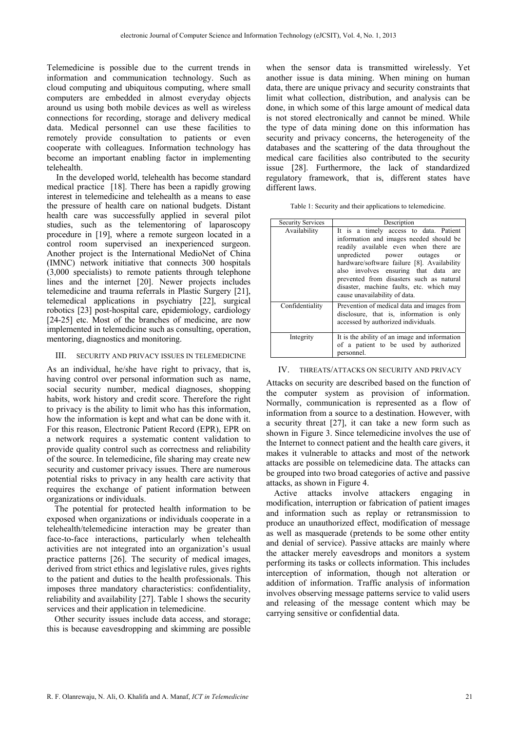Telemedicine is possible due to the current trends in information and communication technology. Such as cloud computing and ubiquitous computing, where small computers are embedded in almost everyday objects around us using both mobile devices as well as wireless connections for recording, storage and delivery medical data. Medical personnel can use these facilities to remotely provide consultation to patients or even cooperate with colleagues. Information technology has become an important enabling factor in implementing telehealth.

In the developed world, telehealth has become standard medical practice [18]. There has been a rapidly growing interest in telemedicine and telehealth as a means to ease the pressure of health care on national budgets. Distant health care was successfully applied in several pilot studies, such as the telementoring of laparoscopy procedure in [19], where a remote surgeon located in a control room supervised an inexperienced surgeon. Another project is the International MedioNet of China (IMNC) network initiative that connects 300 hospitals (3,000 specialists) to remote patients through telephone lines and the internet [20]. Newer projects includes telemedicine and trauma referrals in Plastic Surgery [21], telemedical applications in psychiatry [22], surgical robotics [23] post-hospital care, epidemiology, cardiology [24-25] etc. Most of the branches of medicine, are now implemented in telemedicine such as consulting, operation, mentoring, diagnostics and monitoring.

## III. SECURITY AND PRIVACY ISSUES IN TELEMEDICINE

As an individual, he/she have right to privacy, that is, having control over personal information such as name, social security number, medical diagnoses, shopping habits, work history and credit score. Therefore the right to privacy is the ability to limit who has this information, how the information is kept and what can be done with it. For this reason, Electronic Patient Record (EPR), EPR on a network requires a systematic content validation to provide quality control such as correctness and reliability of the source. In telemedicine, file sharing may create new security and customer privacy issues. There are numerous potential risks to privacy in any health care activity that requires the exchange of patient information between organizations or individuals.

The potential for protected health information to be exposed when organizations or individuals cooperate in a telehealth/telemedicine interaction may be greater than face-to-face interactions, particularly when telehealth activities are not integrated into an organization's usual practice patterns [26]. The security of medical images, derived from strict ethics and legislative rules, gives rights to the patient and duties to the health professionals. This imposes three mandatory characteristics: confidentiality, reliability and availability [27]. Table 1 shows the security services and their application in telemedicine.

Other security issues include data access, and storage; this is because eavesdropping and skimming are possible when the sensor data is transmitted wirelessly. Yet another issue is data mining. When mining on human data, there are unique privacy and security constraints that limit what collection, distribution, and analysis can be done, in which some of this large amount of medical data is not stored electronically and cannot be mined. While the type of data mining done on this information has security and privacy concerns, the heterogeneity of the databases and the scattering of the data throughout the medical care facilities also contributed to the security issue [28]. Furthermore, the lack of standardized regulatory framework, that is, different states have different laws.

Table 1: Security and their applications to telemedicine.

| Security Services | Description |
|---|---|
| Availability | It is a timely access to data. Patient information and images needed should be readily available even when there are unpredicted power outages or hardware/software failure [8]. Availability also involves ensuring that data are prevented from disasters such as natural disaster, machine faults, etc. which may cause unavailability of data. |
| Confidentiality | Prevention of medical data and images from disclosure, that is, information is only accessed by authorized individuals. |
| Integrity | It is the ability of an image and information of a patient to be used by authorized personnel. |

## IV. THREATS/ATTACKS ON SECURITY AND PRIVACY

Attacks on security are described based on the function of the computer system as provision of information. Normally, communication is represented as a flow of information from a source to a destination. However, with a security threat [27], it can take a new form such as shown in Figure 3. Since telemedicine involves the use of the Internet to connect patient and the health care givers, it makes it vulnerable to attacks and most of the network attacks are possible on telemedicine data. The attacks can be grouped into two broad categories of active and passive attacks, as shown in Figure 4.

Active attacks involve attackers engaging in modification, interruption or fabrication of patient images and information such as replay or retransmission to produce an unauthorized effect, modification of message as well as masquerade (pretends to be some other entity and denial of service). Passive attacks are mainly where the attacker merely eavesdrops and monitors a system performing its tasks or collects information. This includes interception of information, though not alteration or addition of information. Traffic analysis of information involves observing message patterns service to valid users and releasing of the message content which may be carrying sensitive or confidential data.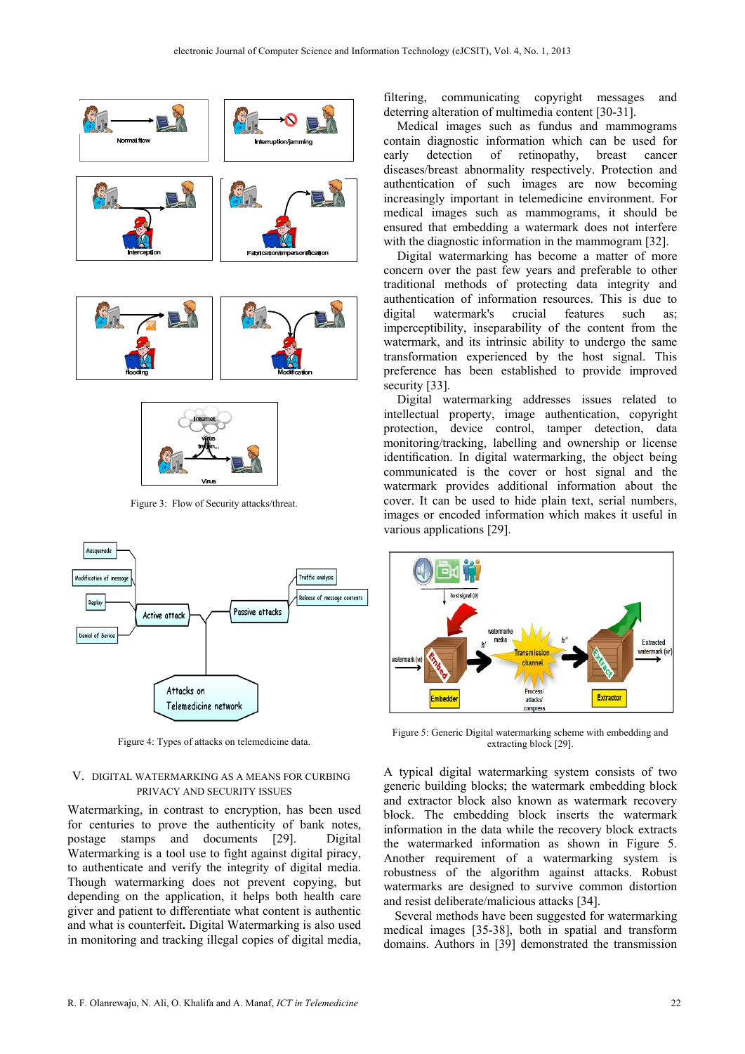Figure 3: Flow of Security attacks/threat.

Figure 4: Types of attacks on telemedicine data.

## V. DIGITAL WATERMARKING AS A MEANS FOR CURBING PRIVACY AND SECURITY ISSUES

Watermarking, in contrast to encryption, has been used for centuries to prove the authenticity of bank notes, postage stamps and documents [29]. Digital Watermarking is a tool use to fight against digital piracy, to authenticate and verify the integrity of digital media. Though watermarking does not prevent copying, but depending on the application, it helps both health care giver and patient to differentiate what content is authentic and what is counterfeit**.** Digital Watermarking is also used in monitoring and tracking illegal copies of digital media, filtering, communicating copyright messages and deterring alteration of multimedia content [30-31].

Medical images such as fundus and mammograms contain diagnostic information which can be used for early detection of retinopathy, breast cancer diseases/breast abnormality respectively. Protection and authentication of such images are now becoming increasingly important in telemedicine environment. For medical images such as mammograms, it should be ensured that embedding a watermark does not interfere with the diagnostic information in the mammogram [32].

Digital watermarking has become a matter of more concern over the past few years and preferable to other traditional methods of protecting data integrity and authentication of information resources. This is due to digital watermark's crucial features such as; imperceptibility, inseparability of the content from the watermark, and its intrinsic ability to undergo the same transformation experienced by the host signal. This preference has been established to provide improved security [33].

Digital watermarking addresses issues related to intellectual property, image authentication, copyright protection, device control, tamper detection, data monitoring/tracking, labelling and ownership or license identification. In digital watermarking, the object being communicated is the cover or host signal and the watermark provides additional information about the cover. It can be used to hide plain text, serial numbers, images or encoded information which makes it useful in various applications [29].

Figure 5: Generic Digital watermarking scheme with embedding and extracting block [29].

A typical digital watermarking system consists of two generic building blocks; the watermark embedding block and extractor block also known as watermark recovery block. The embedding block inserts the watermark information in the data while the recovery block extracts the watermarked information as shown in Figure 5. Another requirement of a watermarking system is robustness of the algorithm against attacks. Robust watermarks are designed to survive common distortion and resist deliberate/malicious attacks [34].

Several methods have been suggested for watermarking medical images [35-38], both in spatial and transform domains. Authors in [39] demonstrated the transmission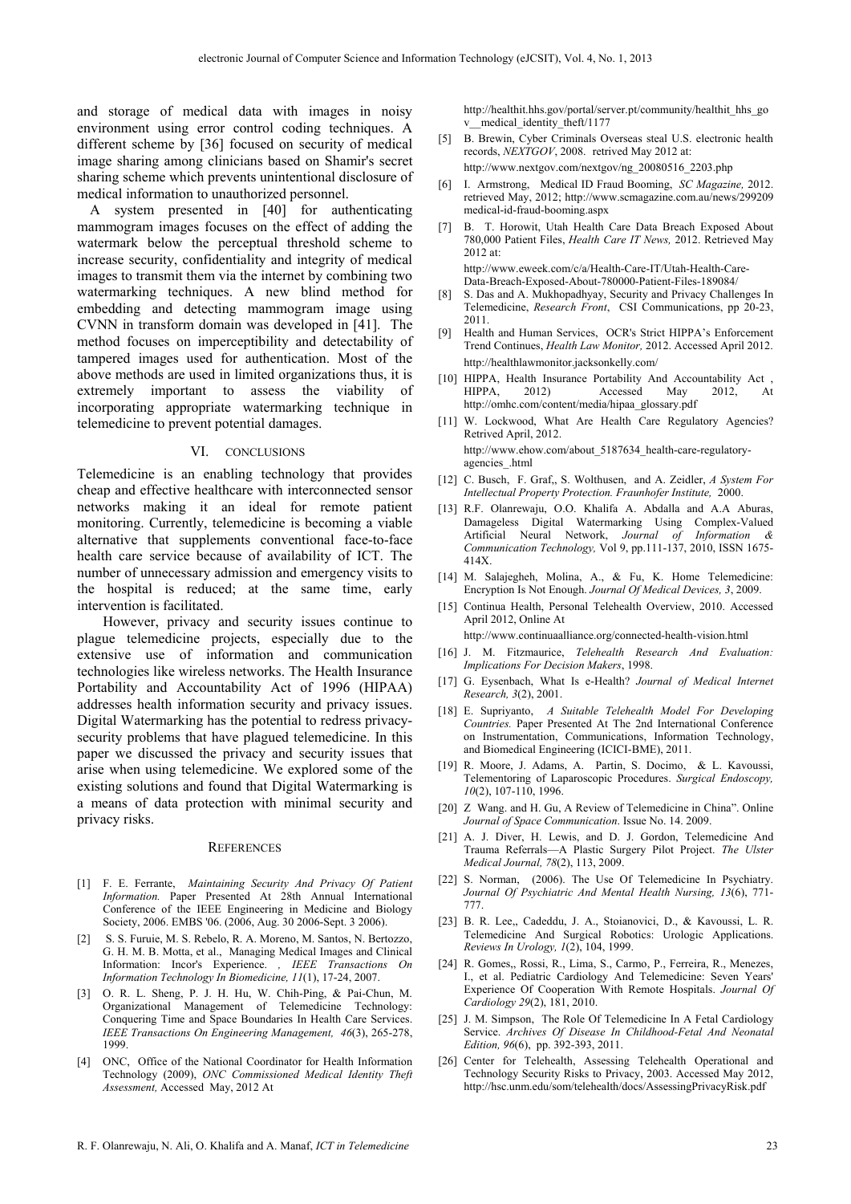and storage of medical data with images in noisy environment using error control coding techniques. A different scheme by [36] focused on security of medical image sharing among clinicians based on Shamir's secret sharing scheme which prevents unintentional disclosure of medical information to unauthorized personnel.

A system presented in [40] for authenticating mammogram images focuses on the effect of adding the watermark below the perceptual threshold scheme to increase security, confidentiality and integrity of medical images to transmit them via the internet by combining two watermarking techniques. A new blind method for embedding and detecting mammogram image using CVNN in transform domain was developed in [41]. The method focuses on imperceptibility and detectability of tampered images used for authentication. Most of the above methods are used in limited organizations thus, it is extremely important to assess the viability of incorporating appropriate watermarking technique in telemedicine to prevent potential damages.

## VI. CONCLUSIONS

Telemedicine is an enabling technology that provides cheap and effective healthcare with interconnected sensor networks making it an ideal for remote patient monitoring. Currently, telemedicine is becoming a viable alternative that supplements conventional face-to-face health care service because of availability of ICT. The number of unnecessary admission and emergency visits to the hospital is reduced; at the same time, early intervention is facilitated.

However, privacy and security issues continue to plague telemedicine projects, especially due to the extensive use of information and communication technologies like wireless networks. The Health Insurance Portability and Accountability Act of 1996 (HIPAA) addresses health information security and privacy issues. Digital Watermarking has the potential to redress privacy-security problems that have plagued telemedicine. In this paper we discussed the privacy and security issues that arise when using telemedicine. We explored some of the existing solutions and found that Digital Watermarking is a means of data protection with minimal security and privacy risks.

## REFERENCES

[1] F. E. Ferrante, *Maintaining Security And Privacy Of Patient Information.* Paper Presented At 28th Annual International Conference of the IEEE Engineering in Medicine and Biology Society, 2006. EMBS '06. (2006, Aug. 30 2006-Sept. 3 2006).

[2] S. S. Furuie, M. S. Rebelo, R. A. Moreno, M. Santos, N. Bertozzo, G. H. M. B. Motta, et al., Managing Medical Images and Clinical Information: Incor's Experience. *, IEEE Transactions On Information Technology In Biomedicine, 11*(1), 17-24, 2007.

[3] O. R. L. Sheng, P. J. H. Hu, W. Chih-Ping, & Pai-Chun, M. Organizational Management of Telemedicine Technology: Conquering Time and Space Boundaries In Health Care Services. *IEEE Transactions On Engineering Management, 46*(3), 265-278, 1999.

[4] ONC, Office of the National Coordinator for Health Information Technology (2009), *ONC Commissioned Medical Identity Theft Assessment,* Accessed May, 2012 At http://healthit.hhs.gov/portal/server.pt/community/healthit_hhs_gov__medical_identity_theft/1177

[5] B. Brewin, Cyber Criminals Overseas steal U.S. electronic health records, *NEXTGOV*, 2008. retrived May 2012 at: http://www.nextgov.com/nextgov/ng_20080516_2203.php

[6] I. Armstrong, Medical ID Fraud Booming, *SC Magazine,* 2012. retrieved May, 2012; http://www.scmagazine.com.au/news/299209medical-id-fraud-booming.aspx

[7] B. T. Horowit, Utah Health Care Data Breach Exposed About 780,000 Patient Files, *Health Care IT News,* 2012. Retrieved May 2012 at: http://www.eweek.com/c/a/Health-Care-IT/Utah-Health-Care-Data-Breach-Exposed-About-780000-Patient-Files-189084/

[8] S. Das and A. Mukhopadhyay, Security and Privacy Challenges In Telemedicine, *Research Front*, CSI Communications, pp 20-23, 2011.

[9] Health and Human Services, OCR's Strict HIPPA's Enforcement Trend Continues, *Health Law Monitor,* 2012. Accessed April 2012. http://healthlawmonitor.jacksonkelly.com/

[10] HIPPA, Health Insurance Portability And Accountability Act , HIPPA, 2012) Accessed May 2012, At http://omhc.com/content/media/hipaa_glossary.pdf

[11] W. Lockwood, What Are Health Care Regulatory Agencies? Retrived April, 2012. http://www.ehow.com/about_5187634_health-care-regulatory-agencies_.html

[12] C. Busch, F. Graf,, S. Wolthusen, and A. Zeidler, *A System For Intellectual Property Protection. Fraunhofer Institute,* 2000.

[13] R.F. Olanrewaju, O.O. Khalifa A. Abdalla and A.A Aburas, Damageless Digital Watermarking Using Complex-Valued Artificial Neural Network, *Journal of Information & Communication Technology,* Vol 9, pp.111-137, 2010, ISSN 1675-414X.

[14] M. Salajegheh, Molina, A., & Fu, K. Home Telemedicine: Encryption Is Not Enough. *Journal Of Medical Devices, 3*, 2009.

[15] Continua Health, Personal Telehealth Overview, 2010. Accessed April 2012, Online At http://www.continuaalliance.org/connected-health-vision.html

[16] J. M. Fitzmaurice, *Telehealth Research And Evaluation: Implications For Decision Makers*, 1998.

[17] G. Eysenbach, What Is e-Health? *Journal of Medical Internet Research, 3*(2), 2001.

[18] E. Supriyanto, *A Suitable Telehealth Model For Developing Countries.* Paper Presented At The 2nd International Conference on Instrumentation, Communications, Information Technology, and Biomedical Engineering (ICICI-BME), 2011.

[19] R. Moore, J. Adams, A. Partin, S. Docimo, & L. Kavoussi, Telementoring of Laparoscopic Procedures. *Surgical Endoscopy, 10*(2), 107-110, 1996.

[20] Z Wang. and H. Gu, A Review of Telemedicine in China". Online *Journal of Space Communication*. Issue No. 14. 2009.

[21] A. J. Diver, H. Lewis, and D. J. Gordon, Telemedicine And Trauma Referrals—A Plastic Surgery Pilot Project. *The Ulster Medical Journal, 78*(2), 113, 2009.

[22] S. Norman, (2006). The Use Of Telemedicine In Psychiatry. *Journal Of Psychiatric And Mental Health Nursing, 13*(6), 771-777.

[23] B. R. Lee,, Cadeddu, J. A., Stoianovici, D., & Kavoussi, L. R. Telemedicine And Surgical Robotics: Urologic Applications. *Reviews In Urology, 1*(2), 104, 1999.

[24] R. Gomes,, Rossi, R., Lima, S., Carmo, P., Ferreira, R., Menezes, I., et al. Pediatric Cardiology And Telemedicine: Seven Years' Experience Of Cooperation With Remote Hospitals. *Journal Of Cardiology 29*(2), 181, 2010.

[25] J. M. Simpson, The Role Of Telemedicine In A Fetal Cardiology Service. *Archives Of Disease In Childhood-Fetal And Neonatal Edition, 96*(6), pp. 392-393, 2011.

[26] Center for Telehealth, Assessing Telehealth Operational and Technology Security Risks to Privacy, 2003. Accessed May 2012, http://hsc.unm.edu/som/telehealth/docs/AssessingPrivacyRisk.pdf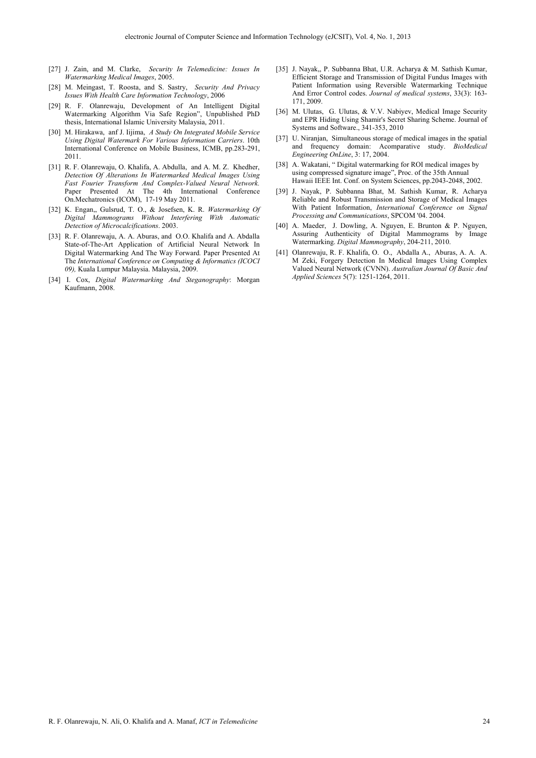[27] J. Zain, and M. Clarke, *Security In Telemedicine: Issues In Watermarking Medical Images*, 2005.

[28] M. Meingast, T. Roosta, and S. Sastry, *Security And Privacy Issues With Health Care Information Technology*, 2006

[29] R. F. Olanrewaju, Development of An Intelligent Digital Watermarking Algorithm Via Safe Region", Unpublished PhD thesis, International Islamic University Malaysia, 2011.

[30] M. Hirakawa, anf J. Iijima, *A Study On Integrated Mobile Service Using Digital Watermark For Various Information Carriers*. 10th International Conference on Mobile Business, ICMB, pp.283-291, 2011.

[31] R. F. Olanrewaju, O. Khalifa, A. Abdulla, and A. M. Z. Khedher, *Detection Of Alterations In Watermarked Medical Images Using Fast Fourier Transform And Complex-Valued Neural Network.* Paper Presented At The 4th International Conference On.Mechatronics (ICOM), 17-19 May 2011.

[32] K. Engan,, Gulsrud, T. O., & Josefsen, K. R. *Watermarking Of Digital Mammograms Without Interfering With Automatic Detection of Microcalcifications*. 2003.

[33] R. F. Olanrewaju, A. A. Aburas, and O.O. Khalifa and A. Abdalla State-of-The-Art Application of Artificial Neural Network In Digital Watermarking And The Way Forward*.* Paper Presented At The *International Conference on Computing & Informatics (ICOCI 09),* Kuala Lumpur Malaysia. Malaysia, 2009.

[34] I. Cox, *Digital Watermarking And Steganography*: Morgan Kaufmann, 2008.

[35] J. Nayak,, P. Subbanna Bhat, U.R. Acharya & M. Sathish Kumar, Efficient Storage and Transmission of Digital Fundus Images with Patient Information using Reversible Watermarking Technique And Error Control codes. *Journal of medical systems*, 33(3): 163-171, 2009.

[36] M. Ulutas, G. Ulutas, & V.V. Nabiyev, Medical Image Security and EPR Hiding Using Shamir's Secret Sharing Scheme. Journal of Systems and Software., 341-353, 2010

[37] U. Niranjan, Simultaneous storage of medical images in the spatial and frequency domain: Acomparative study. *BioMedical Engineering OnLine*, 3: 17, 2004.

[38] A. Wakatani, " Digital watermarking for ROI medical images by using compressed signature image", Proc. of the 35th Annual Hawaii IEEE Int. Conf. on System Sciences, pp.2043-2048, 2002.

[39] J. Nayak, P. Subbanna Bhat, M. Sathish Kumar, R. Acharya Reliable and Robust Transmission and Storage of Medical Images With Patient Information, *International Conference on Signal Processing and Communications*, SPCOM '04. 2004.

[40] A. Maeder, J. Dowling, A. Nguyen, E. Brunton & P. Nguyen, Assuring Authenticity of Digital Mammograms by Image Watermarking. *Digital Mammography*, 204-211, 2010.

[41] Olanrewaju, R. F. Khalifa, O. O., Abdalla A., Aburas, A. A. A. M Zeki, Forgery Detection In Medical Images Using Complex Valued Neural Network (CVNN). *Australian Journal Of Basic And Applied Sciences* 5(7): 1251-1264, 2011.